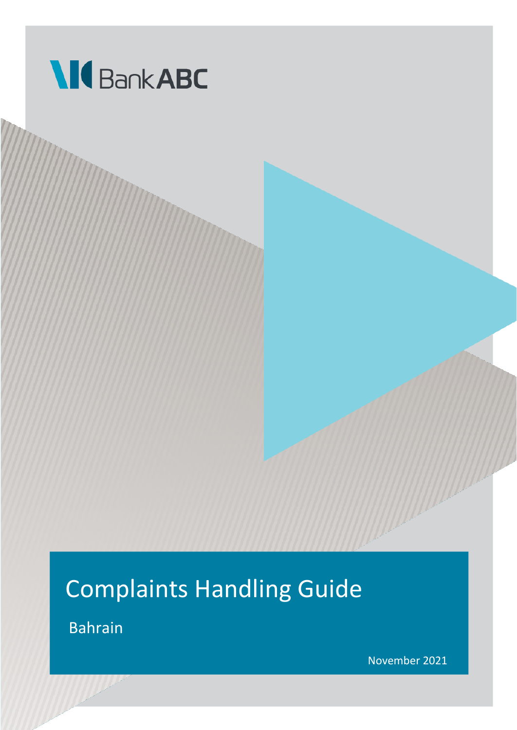Bank ABC

# Complaints Handling Guide

Bahrain

November 2021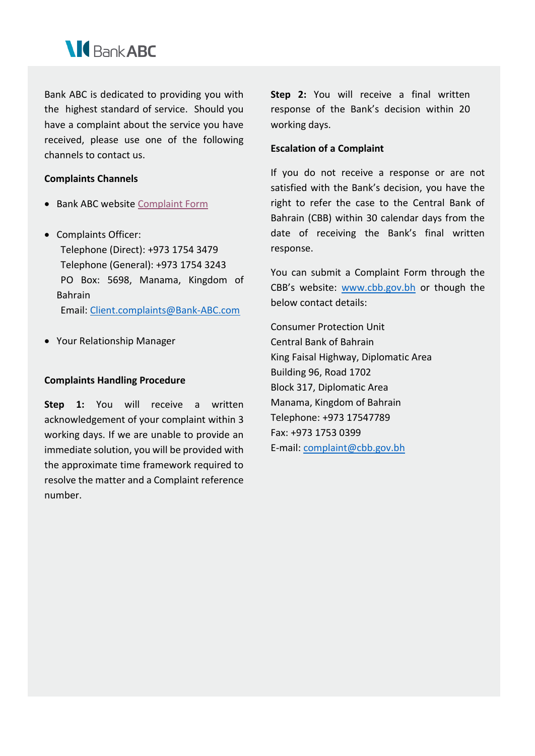Bank ABC is dedicated to providing you with the highest standard of service. Should you have a complaint about the service you have received, please use one of the following channels to contact us.

**Complaints Channels**

- Bank ABC website Complaint Form
- Complaints Officer:  
  Telephone (Direct): +973 1754 3479  
  Telephone (General): +973 1754 3243  
  PO Box: 5698, Manama, Kingdom of Bahrain  
  Email: Client.complaints@Bank-ABC.com
- Your Relationship Manager

**Complaints Handling Procedure**

**Step 1:** You will receive a written acknowledgement of your complaint within 3 working days. If we are unable to provide an immediate solution, you will be provided with the approximate time framework required to resolve the matter and a Complaint reference number.

**Step 2:** You will receive a final written response of the Bank's decision within 20 working days.

**Escalation of a Complaint**

If you do not receive a response or are not satisfied with the Bank's decision, you have the right to refer the case to the Central Bank of Bahrain (CBB) within 30 calendar days from the date of receiving the Bank's final written response.

You can submit a Complaint Form through the CBB's website: www.cbb.gov.bh or though the below contact details:

Consumer Protection Unit  
Central Bank of Bahrain  
King Faisal Highway, Diplomatic Area  
Building 96, Road 1702  
Block 317, Diplomatic Area  
Manama, Kingdom of Bahrain  
Telephone: +973 17547789  
Fax: +973 1753 0399  
E-mail: complaint@cbb.gov.bh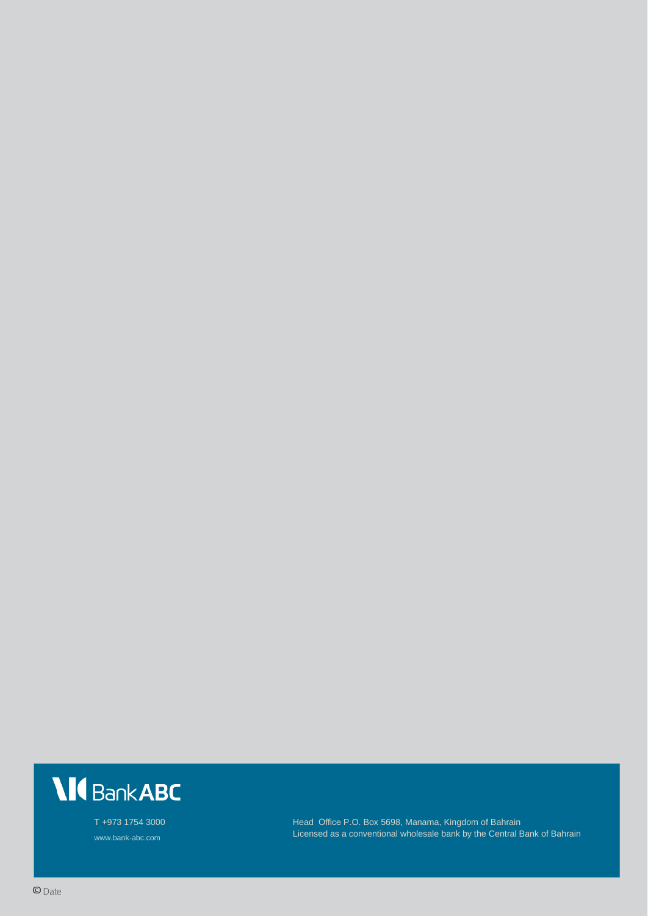Bank ABC

T +973 1754 3000

www.bank-abc.com

Head Office P.O. Box 5698, Manama, Kingdom of Bahrain

Licensed as a conventional wholesale bank by the Central Bank of Bahrain

© Date